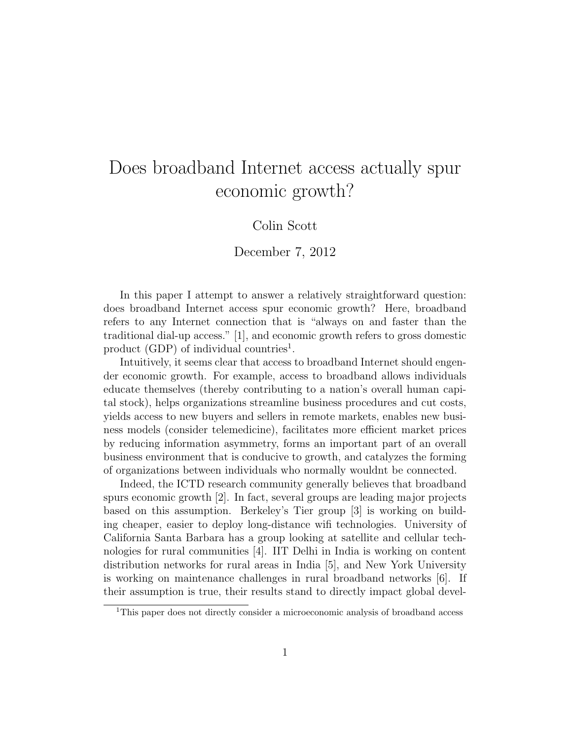# Does broadband Internet access actually spur economic growth?

Colin Scott

December 7, 2012

In this paper I attempt to answer a relatively straightforward question: does broadband Internet access spur economic growth? Here, broadband refers to any Internet connection that is "always on and faster than the traditional dial-up access." [1], and economic growth refers to gross domestic product (GDP) of individual countries[1].

Intuitively, it seems clear that access to broadband Internet should engender economic growth. For example, access to broadband allows individuals educate themselves (thereby contributing to a nation's overall human capital stock), helps organizations streamline business procedures and cut costs, yields access to new buyers and sellers in remote markets, enables new business models (consider telemedicine), facilitates more efficient market prices by reducing information asymmetry, forms an important part of an overall business environment that is conducive to growth, and catalyzes the forming of organizations between individuals who normally wouldnt be connected.

Indeed, the ICTD research community generally believes that broadband spurs economic growth [2]. In fact, several groups are leading major projects based on this assumption. Berkeley's Tier group [3] is working on building cheaper, easier to deploy long-distance wifi technologies. University of California Santa Barbara has a group looking at satellite and cellular technologies for rural communities [4]. IIT Delhi in India is working on content distribution networks for rural areas in India [5], and New York University is working on maintenance challenges in rural broadband networks [6]. If their assumption is true, their results stand to directly impact global devel-

[1] This paper does not directly consider a microeconomic analysis of broadband access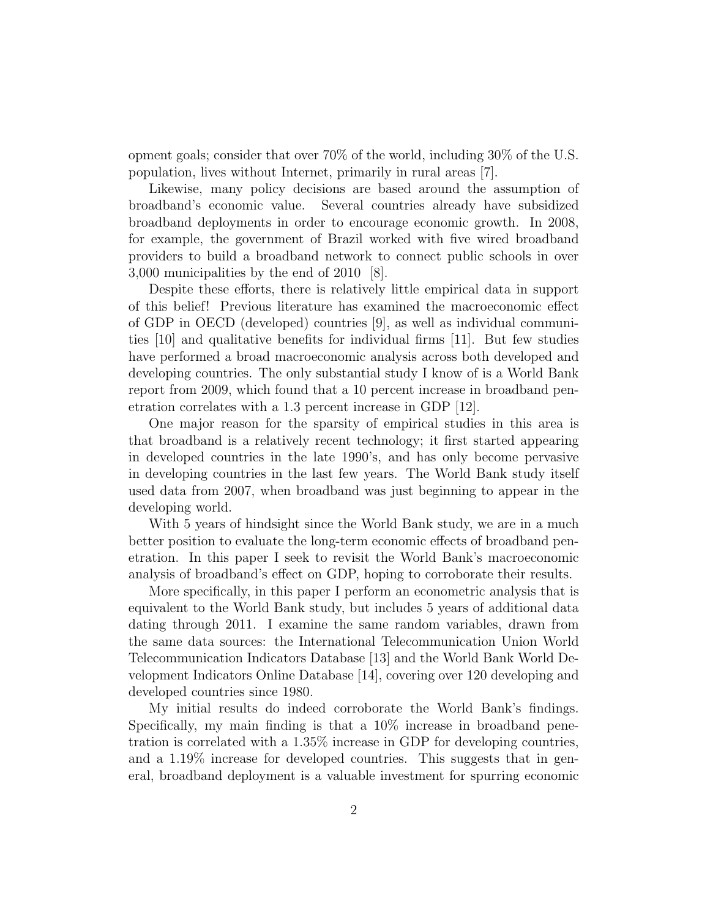opment goals; consider that over 70% of the world, including 30% of the U.S. population, lives without Internet, primarily in rural areas [7].

Likewise, many policy decisions are based around the assumption of broadband's economic value. Several countries already have subsidized broadband deployments in order to encourage economic growth. In 2008, for example, the government of Brazil worked with five wired broadband providers to build a broadband network to connect public schools in over 3,000 municipalities by the end of 2010 [8].

Despite these efforts, there is relatively little empirical data in support of this belief! Previous literature has examined the macroeconomic effect of GDP in OECD (developed) countries [9], as well as individual communities [10] and qualitative benefits for individual firms [11]. But few studies have performed a broad macroeconomic analysis across both developed and developing countries. The only substantial study I know of is a World Bank report from 2009, which found that a 10 percent increase in broadband penetration correlates with a 1.3 percent increase in GDP [12].

One major reason for the sparsity of empirical studies in this area is that broadband is a relatively recent technology; it first started appearing in developed countries in the late 1990's, and has only become pervasive in developing countries in the last few years. The World Bank study itself used data from 2007, when broadband was just beginning to appear in the developing world.

With 5 years of hindsight since the World Bank study, we are in a much better position to evaluate the long-term economic effects of broadband penetration. In this paper I seek to revisit the World Bank's macroeconomic analysis of broadband's effect on GDP, hoping to corroborate their results.

More specifically, in this paper I perform an econometric analysis that is equivalent to the World Bank study, but includes 5 years of additional data dating through 2011. I examine the same random variables, drawn from the same data sources: the International Telecommunication Union World Telecommunication Indicators Database [13] and the World Bank World Development Indicators Online Database [14], covering over 120 developing and developed countries since 1980.

My initial results do indeed corroborate the World Bank's findings. Specifically, my main finding is that a 10% increase in broadband penetration is correlated with a 1.35% increase in GDP for developing countries, and a 1.19% increase for developed countries. This suggests that in general, broadband deployment is a valuable investment for spurring economic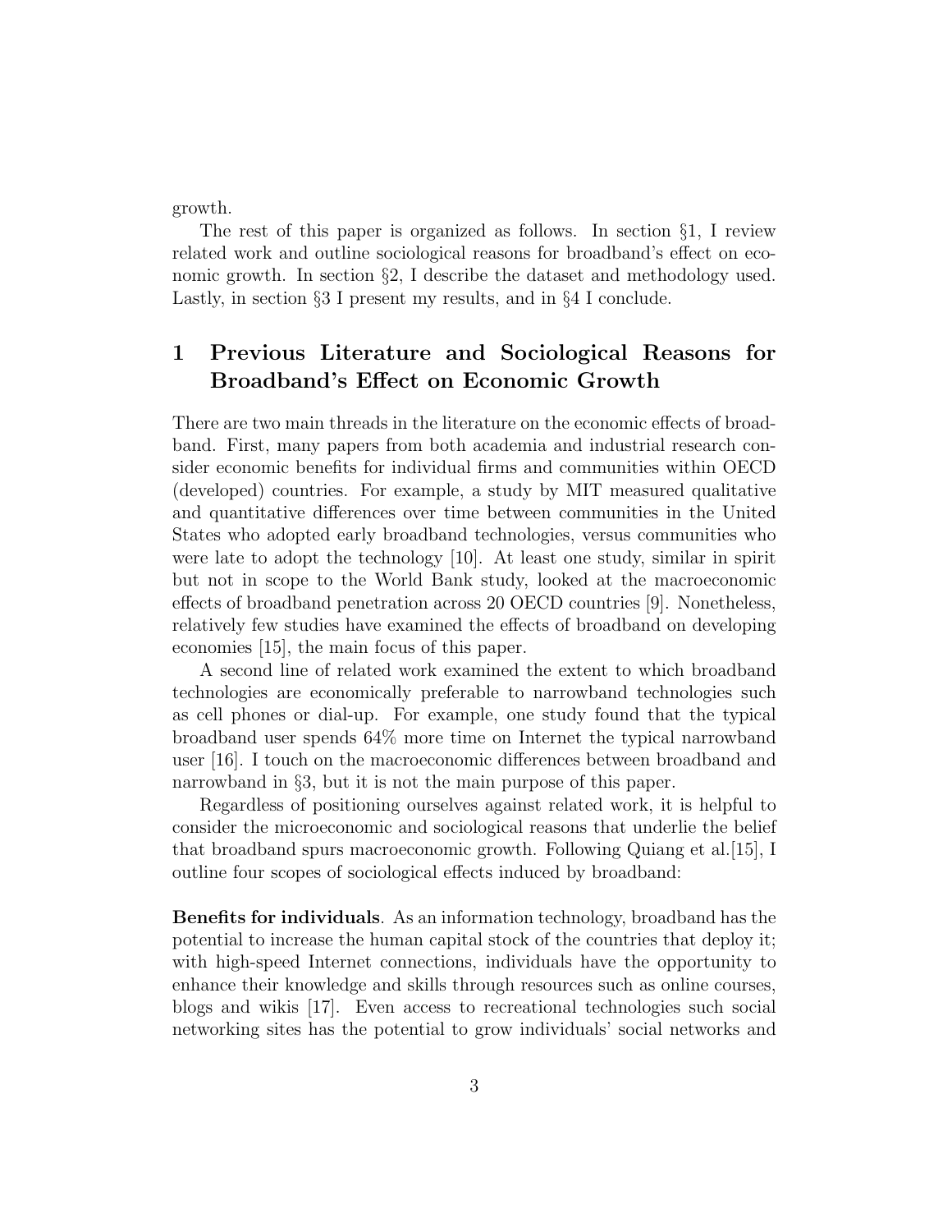growth.

The rest of this paper is organized as follows. In section §1, I review related work and outline sociological reasons for broadband's effect on economic growth. In section §2, I describe the dataset and methodology used. Lastly, in section §3 I present my results, and in §4 I conclude.

# 1 Previous Literature and Sociological Reasons for Broadband's Effect on Economic Growth

There are two main threads in the literature on the economic effects of broadband. First, many papers from both academia and industrial research consider economic benefits for individual firms and communities within OECD (developed) countries. For example, a study by MIT measured qualitative and quantitative differences over time between communities in the United States who adopted early broadband technologies, versus communities who were late to adopt the technology [10]. At least one study, similar in spirit but not in scope to the World Bank study, looked at the macroeconomic effects of broadband penetration across 20 OECD countries [9]. Nonetheless, relatively few studies have examined the effects of broadband on developing economies [15], the main focus of this paper.

A second line of related work examined the extent to which broadband technologies are economically preferable to narrowband technologies such as cell phones or dial-up. For example, one study found that the typical broadband user spends 64% more time on Internet the typical narrowband user [16]. I touch on the macroeconomic differences between broadband and narrowband in §3, but it is not the main purpose of this paper.

Regardless of positioning ourselves against related work, it is helpful to consider the microeconomic and sociological reasons that underlie the belief that broadband spurs macroeconomic growth. Following Quiang et al.[15], I outline four scopes of sociological effects induced by broadband:

**Benefits for individuals**. As an information technology, broadband has the potential to increase the human capital stock of the countries that deploy it; with high-speed Internet connections, individuals have the opportunity to enhance their knowledge and skills through resources such as online courses, blogs and wikis [17]. Even access to recreational technologies such social networking sites has the potential to grow individuals' social networks and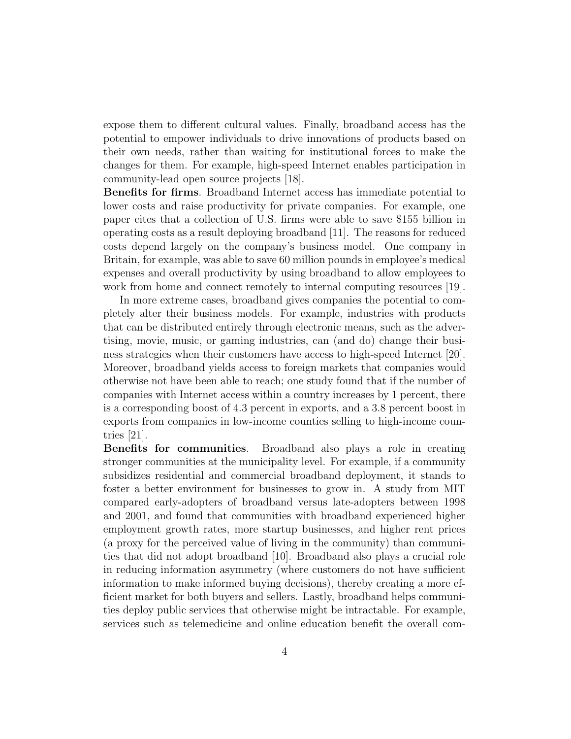expose them to different cultural values. Finally, broadband access has the potential to empower individuals to drive innovations of products based on their own needs, rather than waiting for institutional forces to make the changes for them. For example, high-speed Internet enables participation in community-lead open source projects [18].

**Benefits for firms**. Broadband Internet access has immediate potential to lower costs and raise productivity for private companies. For example, one paper cites that a collection of U.S. firms were able to save $155 billion in operating costs as a result deploying broadband [11]. The reasons for reduced costs depend largely on the company's business model. One company in Britain, for example, was able to save 60 million pounds in employee's medical expenses and overall productivity by using broadband to allow employees to work from home and connect remotely to internal computing resources [19].

In more extreme cases, broadband gives companies the potential to completely alter their business models. For example, industries with products that can be distributed entirely through electronic means, such as the advertising, movie, music, or gaming industries, can (and do) change their business strategies when their customers have access to high-speed Internet [20]. Moreover, broadband yields access to foreign markets that companies would otherwise not have been able to reach; one study found that if the number of companies with Internet access within a country increases by 1 percent, there is a corresponding boost of 4.3 percent in exports, and a 3.8 percent boost in exports from companies in low-income counties selling to high-income countries [21].

**Benefits for communities**. Broadband also plays a role in creating stronger communities at the municipality level. For example, if a community subsidizes residential and commercial broadband deployment, it stands to foster a better environment for businesses to grow in. A study from MIT compared early-adopters of broadband versus late-adopters between 1998 and 2001, and found that communities with broadband experienced higher employment growth rates, more startup businesses, and higher rent prices (a proxy for the perceived value of living in the community) than communities that did not adopt broadband [10]. Broadband also plays a crucial role in reducing information asymmetry (where customers do not have sufficient information to make informed buying decisions), thereby creating a more efficient market for both buyers and sellers. Lastly, broadband helps communities deploy public services that otherwise might be intractable. For example, services such as telemedicine and online education benefit the overall com-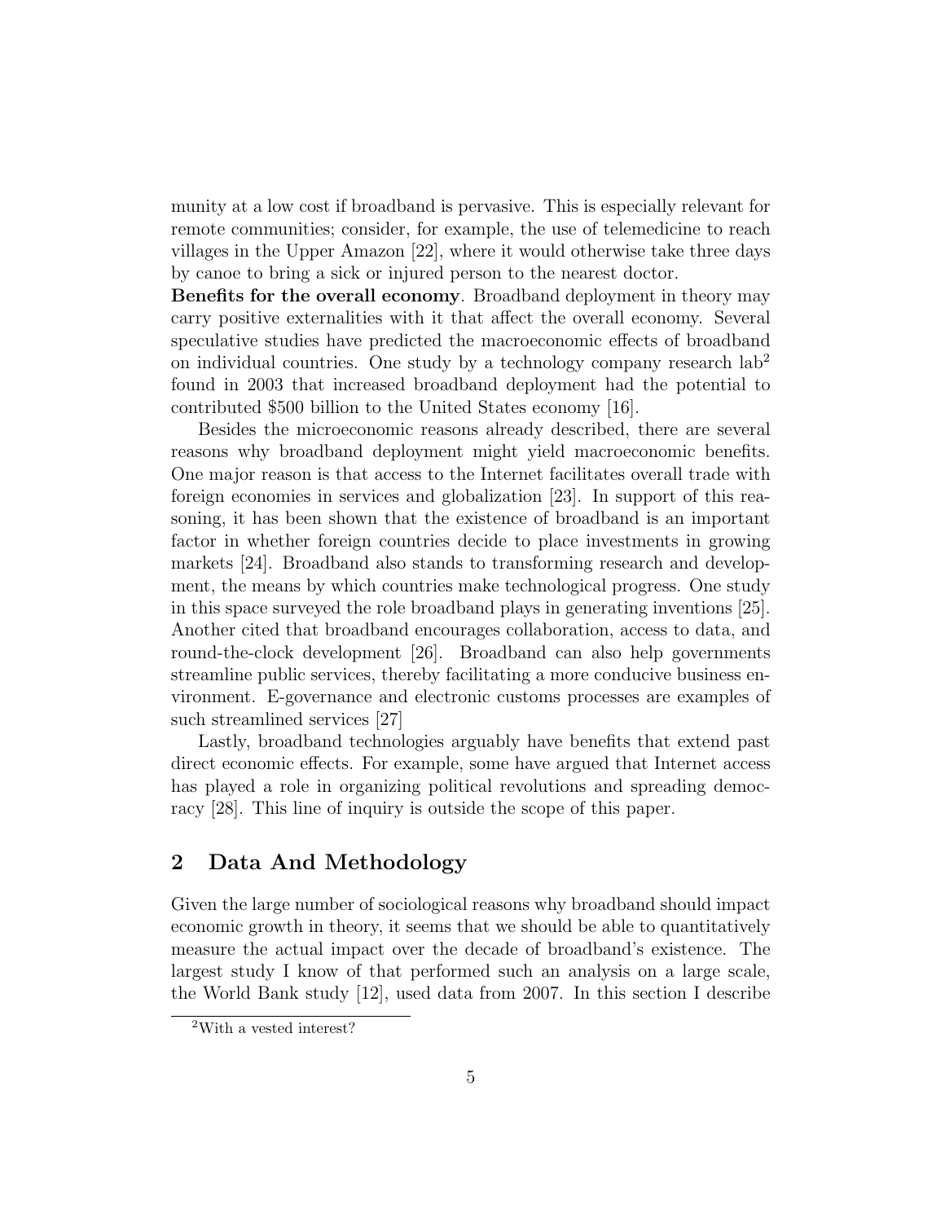munity at a low cost if broadband is pervasive. This is especially relevant for remote communities; consider, for example, the use of telemedicine to reach villages in the Upper Amazon [22], where it would otherwise take three days by canoe to bring a sick or injured person to the nearest doctor.

**Benefits for the overall economy**. Broadband deployment in theory may carry positive externalities with it that affect the overall economy. Several speculative studies have predicted the macroeconomic effects of broadband on individual countries. One study by a technology company research lab[2] found in 2003 that increased broadband deployment had the potential to contributed $500 billion to the United States economy [16].

Besides the microeconomic reasons already described, there are several reasons why broadband deployment might yield macroeconomic benefits. One major reason is that access to the Internet facilitates overall trade with foreign economies in services and globalization [23]. In support of this reasoning, it has been shown that the existence of broadband is an important factor in whether foreign countries decide to place investments in growing markets [24]. Broadband also stands to transforming research and development, the means by which countries make technological progress. One study in this space surveyed the role broadband plays in generating inventions [25]. Another cited that broadband encourages collaboration, access to data, and round-the-clock development [26]. Broadband can also help governments streamline public services, thereby facilitating a more conducive business environment. E-governance and electronic customs processes are examples of such streamlined services [27]

Lastly, broadband technologies arguably have benefits that extend past direct economic effects. For example, some have argued that Internet access has played a role in organizing political revolutions and spreading democracy [28]. This line of inquiry is outside the scope of this paper.

## 2 Data And Methodology

Given the large number of sociological reasons why broadband should impact economic growth in theory, it seems that we should be able to quantitatively measure the actual impact over the decade of broadband's existence. The largest study I know of that performed such an analysis on a large scale, the World Bank study [12], used data from 2007. In this section I describe

[2] With a vested interest?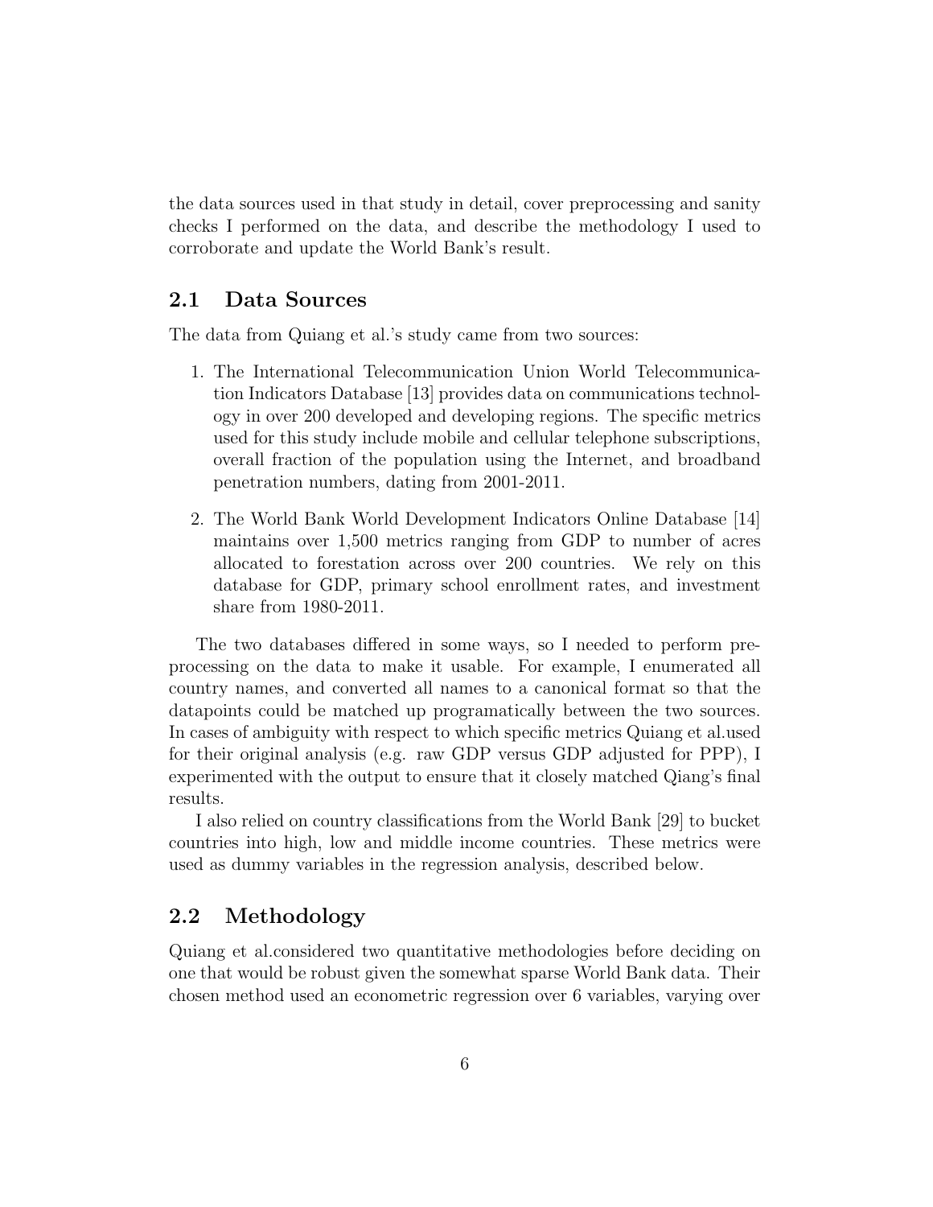the data sources used in that study in detail, cover preprocessing and sanity checks I performed on the data, and describe the methodology I used to corroborate and update the World Bank's result.

## 2.1 Data Sources

The data from Quiang et al.'s study came from two sources:

1. The International Telecommunication Union World Telecommunication Indicators Database [13] provides data on communications technology in over 200 developed and developing regions. The specific metrics used for this study include mobile and cellular telephone subscriptions, overall fraction of the population using the Internet, and broadband penetration numbers, dating from 2001-2011.

2. The World Bank World Development Indicators Online Database [14] maintains over 1,500 metrics ranging from GDP to number of acres allocated to forestation across over 200 countries. We rely on this database for GDP, primary school enrollment rates, and investment share from 1980-2011.

The two databases differed in some ways, so I needed to perform preprocessing on the data to make it usable. For example, I enumerated all country names, and converted all names to a canonical format so that the datapoints could be matched up programatically between the two sources. In cases of ambiguity with respect to which specific metrics Quiang et al.used for their original analysis (e.g. raw GDP versus GDP adjusted for PPP), I experimented with the output to ensure that it closely matched Qiang's final results.

I also relied on country classifications from the World Bank [29] to bucket countries into high, low and middle income countries. These metrics were used as dummy variables in the regression analysis, described below.

## 2.2 Methodology

Quiang et al.considered two quantitative methodologies before deciding on one that would be robust given the somewhat sparse World Bank data. Their chosen method used an econometric regression over 6 variables, varying over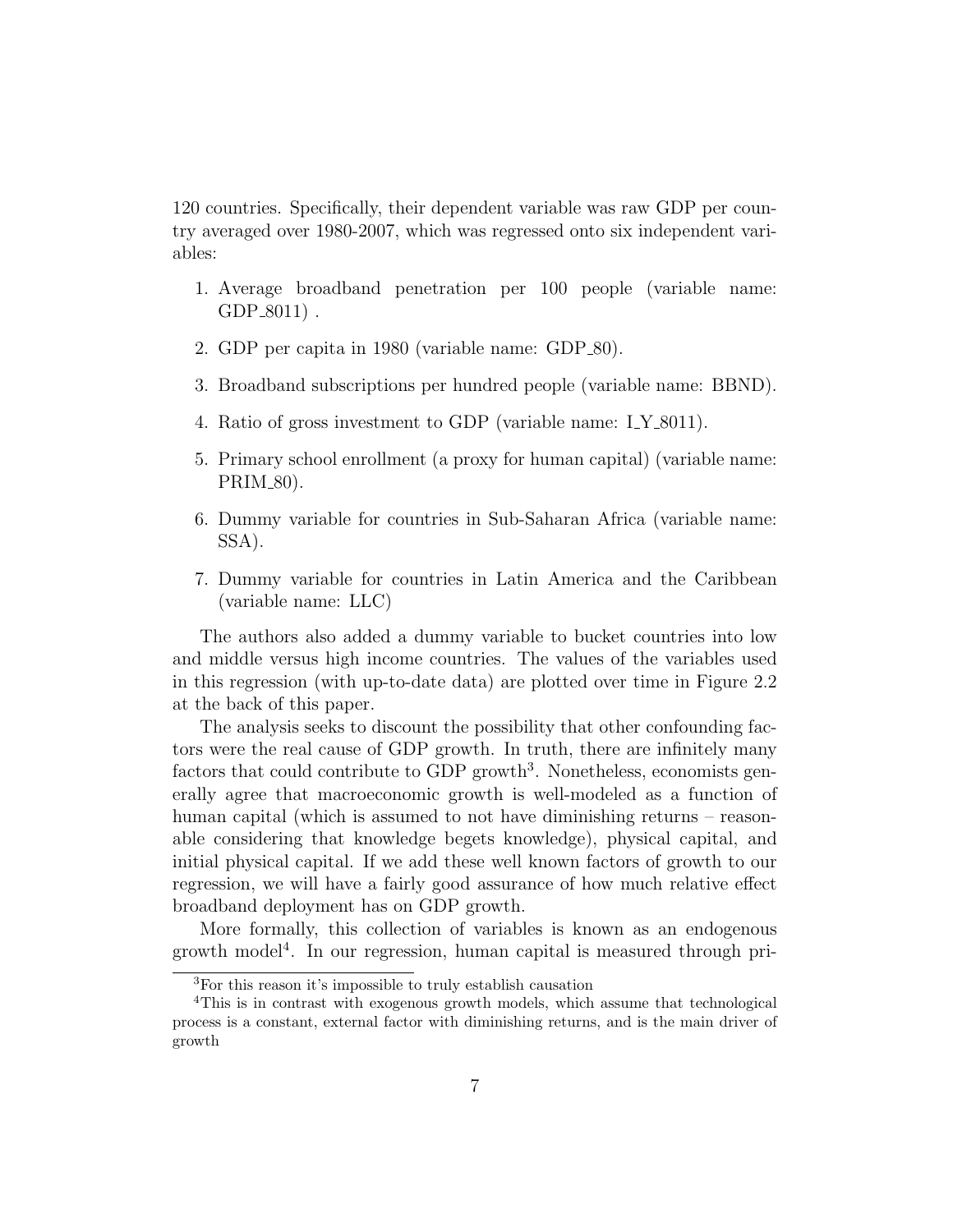120 countries. Specifically, their dependent variable was raw GDP per country averaged over 1980-2007, which was regressed onto six independent variables:

1. Average broadband penetration per 100 people (variable name: GDP_8011) .
2. GDP per capita in 1980 (variable name: GDP_80).
3. Broadband subscriptions per hundred people (variable name: BBND).
4. Ratio of gross investment to GDP (variable name: I_Y_8011).
5. Primary school enrollment (a proxy for human capital) (variable name: PRIM_80).
6. Dummy variable for countries in Sub-Saharan Africa (variable name: SSA).
7. Dummy variable for countries in Latin America and the Caribbean (variable name: LLC)

The authors also added a dummy variable to bucket countries into low and middle versus high income countries. The values of the variables used in this regression (with up-to-date data) are plotted over time in Figure 2.2 at the back of this paper.

The analysis seeks to discount the possibility that other confounding factors were the real cause of GDP growth. In truth, there are infinitely many factors that could contribute to GDP growth[3]. Nonetheless, economists generally agree that macroeconomic growth is well-modeled as a function of human capital (which is assumed to not have diminishing returns – reasonable considering that knowledge begets knowledge), physical capital, and initial physical capital. If we add these well known factors of growth to our regression, we will have a fairly good assurance of how much relative effect broadband deployment has on GDP growth.

More formally, this collection of variables is known as an endogenous growth model[4]. In our regression, human capital is measured through pri-

[3]For this reason it's impossible to truly establish causation

[4]This is in contrast with exogenous growth models, which assume that technological process is a constant, external factor with diminishing returns, and is the main driver of growth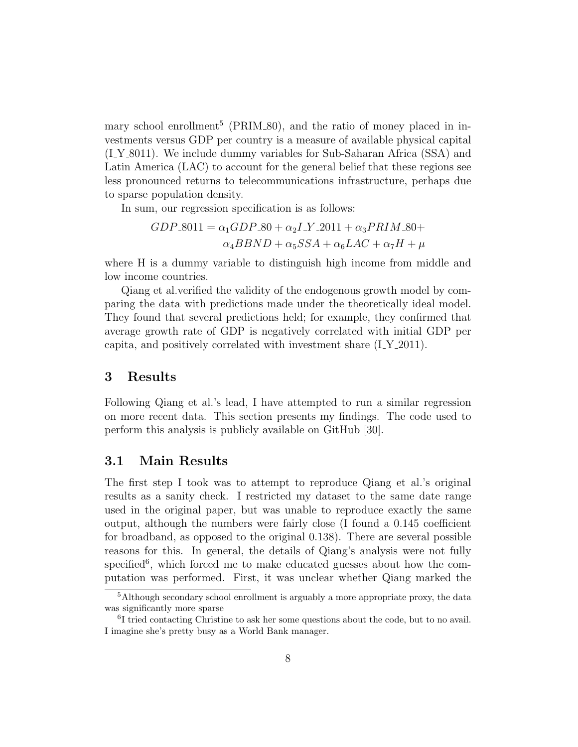mary school enrollment[5] (PRIM_80), and the ratio of money placed in investments versus GDP per country is a measure of available physical capital (I_Y_8011). We include dummy variables for Sub-Saharan Africa (SSA) and Latin America (LAC) to account for the general belief that these regions see less pronounced returns to telecommunications infrastructure, perhaps due to sparse population density.

In sum, our regression specification is as follows:

$$GDP\_8011 = \alpha_1 GDP\_80 + \alpha_2 I\_Y\_2011 + \alpha_3 PRIM\_80 + \alpha_4 BBND + \alpha_5 SSA + \alpha_6 LAC + \alpha_7 H + \mu$$

where H is a dummy variable to distinguish high income from middle and low income countries.

Qiang et al.verified the validity of the endogenous growth model by comparing the data with predictions made under the theoretically ideal model. They found that several predictions held; for example, they confirmed that average growth rate of GDP is negatively correlated with initial GDP per capita, and positively correlated with investment share (I_Y_2011).

## 3 Results

Following Qiang et al.'s lead, I have attempted to run a similar regression on more recent data. This section presents my findings. The code used to perform this analysis is publicly available on GitHub [30].

### 3.1 Main Results

The first step I took was to attempt to reproduce Qiang et al.'s original results as a sanity check. I restricted my dataset to the same date range used in the original paper, but was unable to reproduce exactly the same output, although the numbers were fairly close (I found a 0.145 coefficient for broadband, as opposed to the original 0.138). There are several possible reasons for this. In general, the details of Qiang's analysis were not fully specified[6], which forced me to make educated guesses about how the computation was performed. First, it was unclear whether Qiang marked the

---

[5] Although secondary school enrollment is arguably a more appropriate proxy, the data was significantly more sparse

[6] I tried contacting Christine to ask her some questions about the code, but to no avail. I imagine she's pretty busy as a World Bank manager.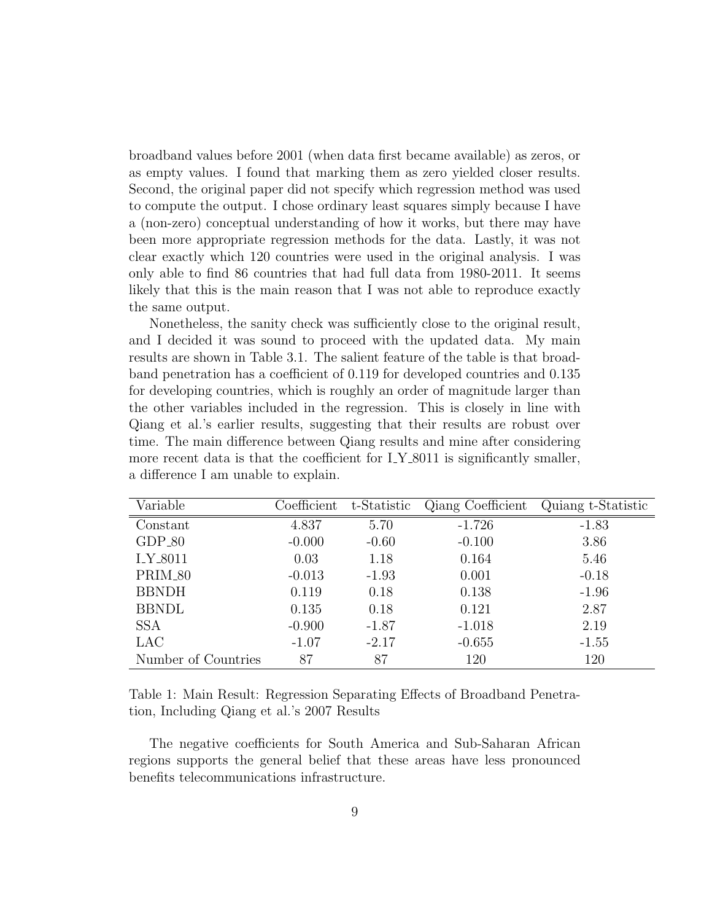broadband values before 2001 (when data first became available) as zeros, or as empty values. I found that marking them as zero yielded closer results. Second, the original paper did not specify which regression method was used to compute the output. I chose ordinary least squares simply because I have a (non-zero) conceptual understanding of how it works, but there may have been more appropriate regression methods for the data. Lastly, it was not clear exactly which 120 countries were used in the original analysis. I was only able to find 86 countries that had full data from 1980-2011. It seems likely that this is the main reason that I was not able to reproduce exactly the same output.

Nonetheless, the sanity check was sufficiently close to the original result, and I decided it was sound to proceed with the updated data. My main results are shown in Table 3.1. The salient feature of the table is that broadband penetration has a coefficient of 0.119 for developed countries and 0.135 for developing countries, which is roughly an order of magnitude larger than the other variables included in the regression. This is closely in line with Qiang et al.'s earlier results, suggesting that their results are robust over time. The main difference between Qiang results and mine after considering more recent data is that the coefficient for I_Y_8011 is significantly smaller, a difference I am unable to explain.

| Variable | Coefficient | t-Statistic | Qiang Coefficient | Quiang t-Statistic |
|---|---|---|---|---|
| Constant | 4.837 | 5.70 | -1.726 | -1.83 |
| GDP_80 | -0.000 | -0.60 | -0.100 | 3.86 |
| I_Y_8011 | 0.03 | 1.18 | 0.164 | 5.46 |
| PRIM_80 | -0.013 | -1.93 | 0.001 | -0.18 |
| BBNDH | 0.119 | 0.18 | 0.138 | -1.96 |
| BBNDL | 0.135 | 0.18 | 0.121 | 2.87 |
| SSA | -0.900 | -1.87 | -1.018 | 2.19 |
| LAC | -1.07 | -2.17 | -0.655 | -1.55 |
| Number of Countries | 87 | 87 | 120 | 120 |

Table 1: Main Result: Regression Separating Effects of Broadband Penetration, Including Qiang et al.'s 2007 Results

The negative coefficients for South America and Sub-Saharan African regions supports the general belief that these areas have less pronounced benefits telecommunications infrastructure.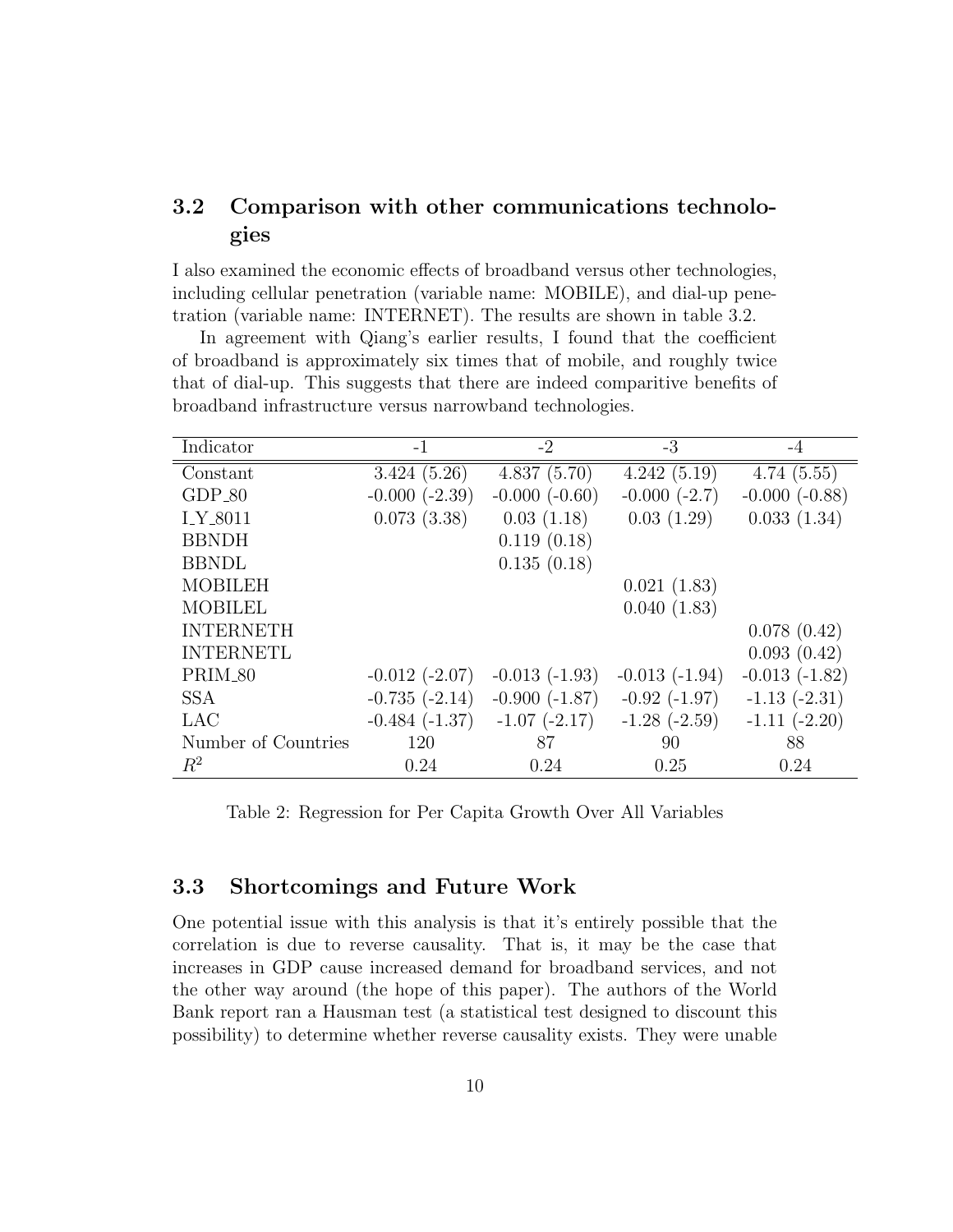## 3.2 Comparison with other communications technologies

I also examined the economic effects of broadband versus other technologies, including cellular penetration (variable name: MOBILE), and dial-up penetration (variable name: INTERNET). The results are shown in table 3.2.

In agreement with Qiang's earlier results, I found that the coefficient of broadband is approximately six times that of mobile, and roughly twice that of dial-up. This suggests that there are indeed comparitive benefits of broadband infrastructure versus narrowband technologies.

| Indicator | -1 | -2 | -3 | -4 |
|---|---|---|---|---|
| Constant | 3.424 (5.26) | 4.837 (5.70) | 4.242 (5.19) | 4.74 (5.55) |
| GDP_80 | -0.000 (-2.39) | -0.000 (-0.60) | -0.000 (-2.7) | -0.000 (-0.88) |
| I_Y_8011 | 0.073 (3.38) | 0.03 (1.18) | 0.03 (1.29) | 0.033 (1.34) |
| BBNDH | | 0.119 (0.18) | | |
| BBNDL | | 0.135 (0.18) | | |
| MOBILEH | | | 0.021 (1.83) | |
| MOBILEL | | | 0.040 (1.83) | |
| INTERNETH | | | | 0.078 (0.42) |
| INTERNETL | | | | 0.093 (0.42) |
| PRIM_80 | -0.012 (-2.07) | -0.013 (-1.93) | -0.013 (-1.94) | -0.013 (-1.82) |
| SSA | -0.735 (-2.14) | -0.900 (-1.87) | -0.92 (-1.97) | -1.13 (-2.31) |
| LAC | -0.484 (-1.37) | -1.07 (-2.17) | -1.28 (-2.59) | -1.11 (-2.20) |
| Number of Countries | 120 | 87 | 90 | 88 |
| $R^2$ | 0.24 | 0.24 | 0.25 | 0.24 |

Table 2: Regression for Per Capita Growth Over All Variables

## 3.3 Shortcomings and Future Work

One potential issue with this analysis is that it's entirely possible that the correlation is due to reverse causality. That is, it may be the case that increases in GDP cause increased demand for broadband services, and not the other way around (the hope of this paper). The authors of the World Bank report ran a Hausman test (a statistical test designed to discount this possibility) to determine whether reverse causality exists. They were unable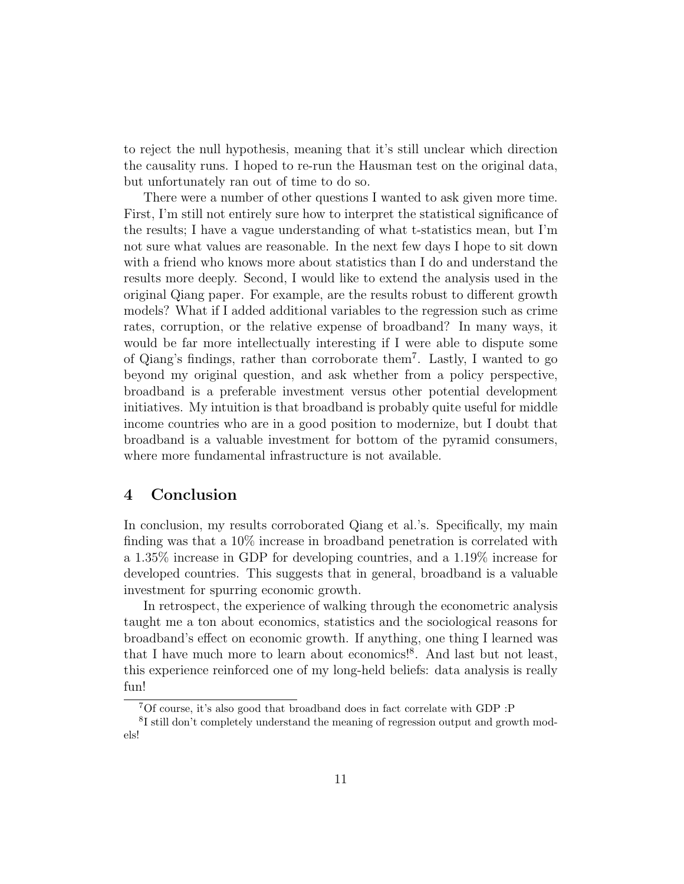to reject the null hypothesis, meaning that it's still unclear which direction the causality runs. I hoped to re-run the Hausman test on the original data, but unfortunately ran out of time to do so.

There were a number of other questions I wanted to ask given more time. First, I'm still not entirely sure how to interpret the statistical significance of the results; I have a vague understanding of what t-statistics mean, but I'm not sure what values are reasonable. In the next few days I hope to sit down with a friend who knows more about statistics than I do and understand the results more deeply. Second, I would like to extend the analysis used in the original Qiang paper. For example, are the results robust to different growth models? What if I added additional variables to the regression such as crime rates, corruption, or the relative expense of broadband? In many ways, it would be far more intellectually interesting if I were able to dispute some of Qiang's findings, rather than corroborate them[7]. Lastly, I wanted to go beyond my original question, and ask whether from a policy perspective, broadband is a preferable investment versus other potential development initiatives. My intuition is that broadband is probably quite useful for middle income countries who are in a good position to modernize, but I doubt that broadband is a valuable investment for bottom of the pyramid consumers, where more fundamental infrastructure is not available.

## 4 Conclusion

In conclusion, my results corroborated Qiang et al.'s. Specifically, my main finding was that a 10% increase in broadband penetration is correlated with a 1.35% increase in GDP for developing countries, and a 1.19% increase for developed countries. This suggests that in general, broadband is a valuable investment for spurring economic growth.

In retrospect, the experience of walking through the econometric analysis taught me a ton about economics, statistics and the sociological reasons for broadband's effect on economic growth. If anything, one thing I learned was that I have much more to learn about economics![8]. And last but not least, this experience reinforced one of my long-held beliefs: data analysis is really fun!

[7] Of course, it's also good that broadband does in fact correlate with GDP :P

[8] I still don't completely understand the meaning of regression output and growth models!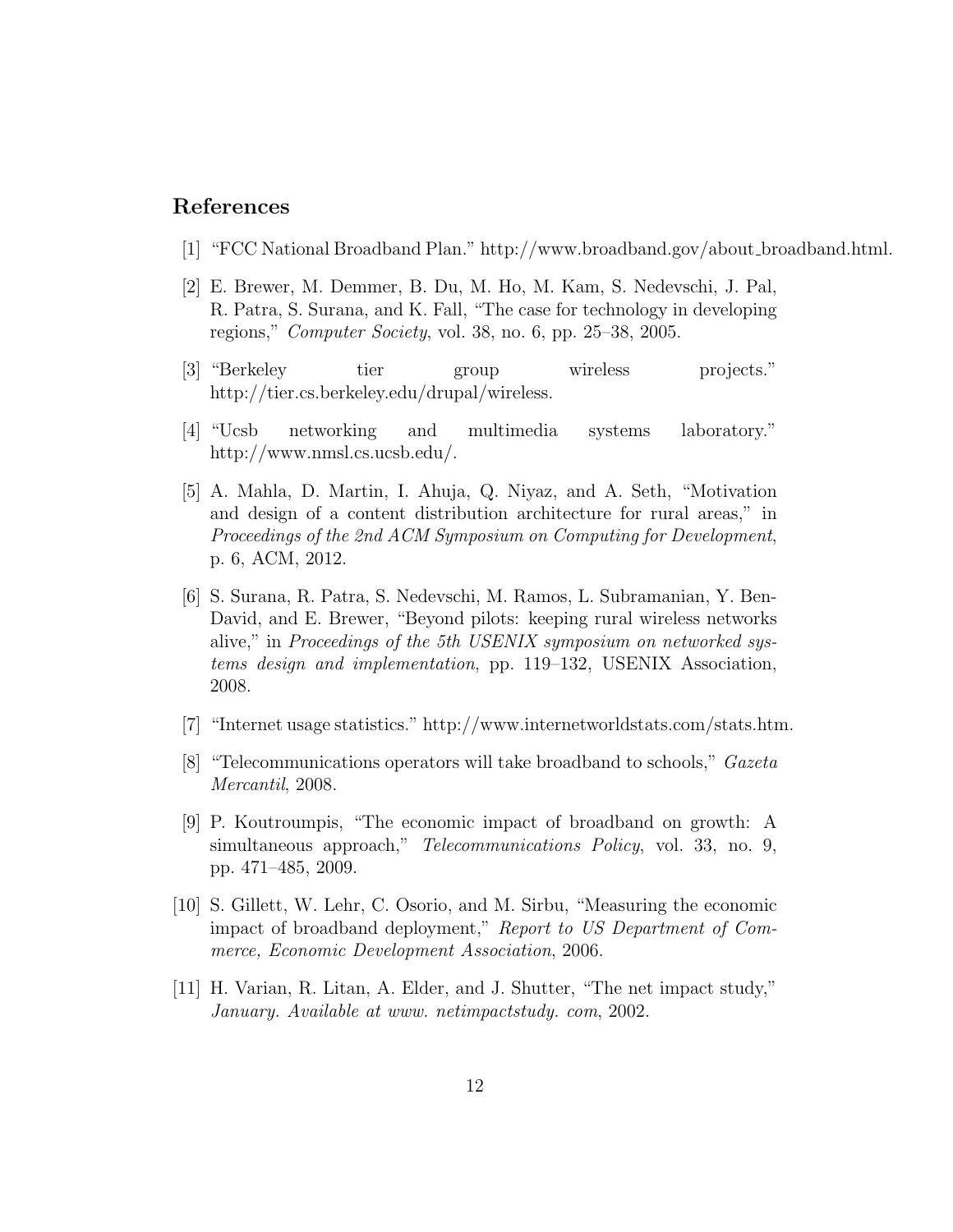## References

[1] "FCC National Broadband Plan." http://www.broadband.gov/about_broadband.html.

[2] E. Brewer, M. Demmer, B. Du, M. Ho, M. Kam, S. Nedevschi, J. Pal, R. Patra, S. Surana, and K. Fall, "The case for technology in developing regions," *Computer Society*, vol. 38, no. 6, pp. 25–38, 2005.

[3] "Berkeley tier group wireless projects." http://tier.cs.berkeley.edu/drupal/wireless.

[4] "Ucsb networking and multimedia systems laboratory." http://www.nmsl.cs.ucsb.edu/.

[5] A. Mahla, D. Martin, I. Ahuja, Q. Niyaz, and A. Seth, "Motivation and design of a content distribution architecture for rural areas," in *Proceedings of the 2nd ACM Symposium on Computing for Development*, p. 6, ACM, 2012.

[6] S. Surana, R. Patra, S. Nedevschi, M. Ramos, L. Subramanian, Y. Ben-David, and E. Brewer, "Beyond pilots: keeping rural wireless networks alive," in *Proceedings of the 5th USENIX symposium on networked systems design and implementation*, pp. 119–132, USENIX Association, 2008.

[7] "Internet usage statistics." http://www.internetworldstats.com/stats.htm.

[8] "Telecommunications operators will take broadband to schools," *Gazeta Mercantil*, 2008.

[9] P. Koutroumpis, "The economic impact of broadband on growth: A simultaneous approach," *Telecommunications Policy*, vol. 33, no. 9, pp. 471–485, 2009.

[10] S. Gillett, W. Lehr, C. Osorio, and M. Sirbu, "Measuring the economic impact of broadband deployment," *Report to US Department of Commerce, Economic Development Association*, 2006.

[11] H. Varian, R. Litan, A. Elder, and J. Shutter, "The net impact study," *January. Available at www. netimpactstudy. com*, 2002.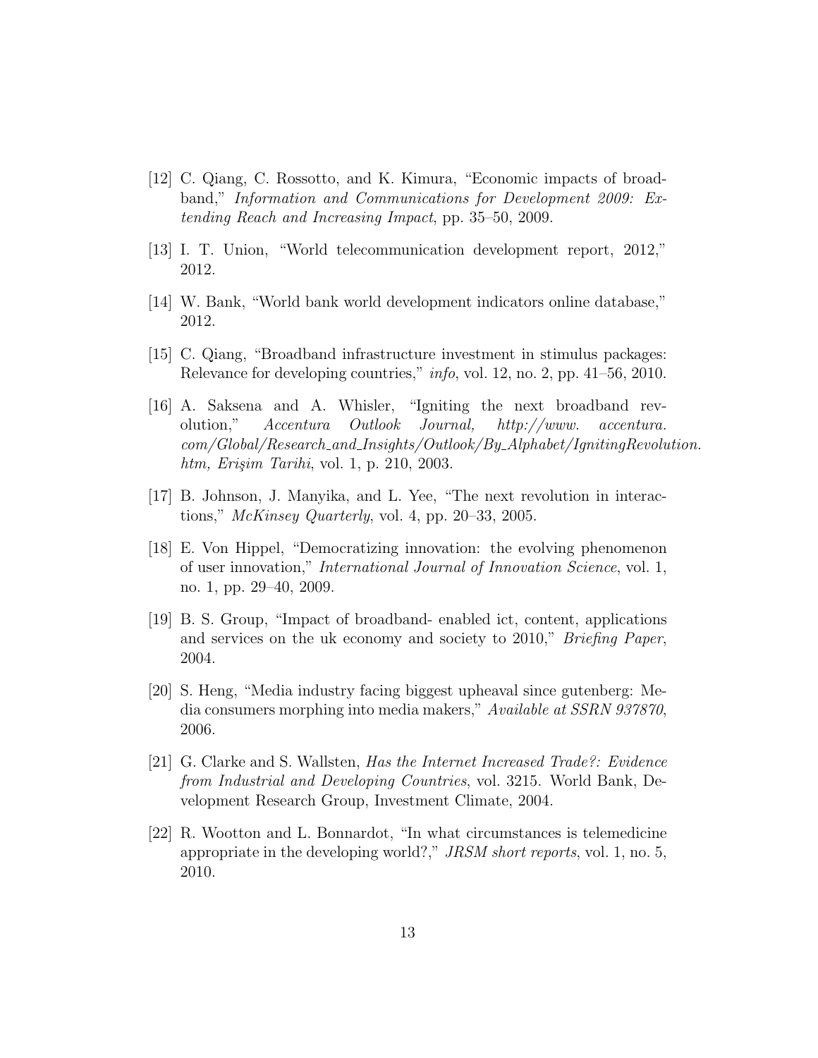[12] C. Qiang, C. Rossotto, and K. Kimura, "Economic impacts of broadband," *Information and Communications for Development 2009: Extending Reach and Increasing Impact*, pp. 35–50, 2009.

[13] I. T. Union, "World telecommunication development report, 2012," 2012.

[14] W. Bank, "World bank world development indicators online database," 2012.

[15] C. Qiang, "Broadband infrastructure investment in stimulus packages: Relevance for developing countries," *info*, vol. 12, no. 2, pp. 41–56, 2010.

[16] A. Saksena and A. Whisler, "Igniting the next broadband revolution," *Accentura Outlook Journal, http://www. accentura. com/Global/Research_and_Insights/Outlook/By_Alphabet/IgnitingRevolution. htm, Erişim Tarihi*, vol. 1, p. 210, 2003.

[17] B. Johnson, J. Manyika, and L. Yee, "The next revolution in interactions," *McKinsey Quarterly*, vol. 4, pp. 20–33, 2005.

[18] E. Von Hippel, "Democratizing innovation: the evolving phenomenon of user innovation," *International Journal of Innovation Science*, vol. 1, no. 1, pp. 29–40, 2009.

[19] B. S. Group, "Impact of broadband- enabled ict, content, applications and services on the uk economy and society to 2010," *Briefing Paper*, 2004.

[20] S. Heng, "Media industry facing biggest upheaval since gutenberg: Media consumers morphing into media makers," *Available at SSRN 937870*, 2006.

[21] G. Clarke and S. Wallsten, *Has the Internet Increased Trade?: Evidence from Industrial and Developing Countries*, vol. 3215. World Bank, Development Research Group, Investment Climate, 2004.

[22] R. Wootton and L. Bonnardot, "In what circumstances is telemedicine appropriate in the developing world?," *JRSM short reports*, vol. 1, no. 5, 2010.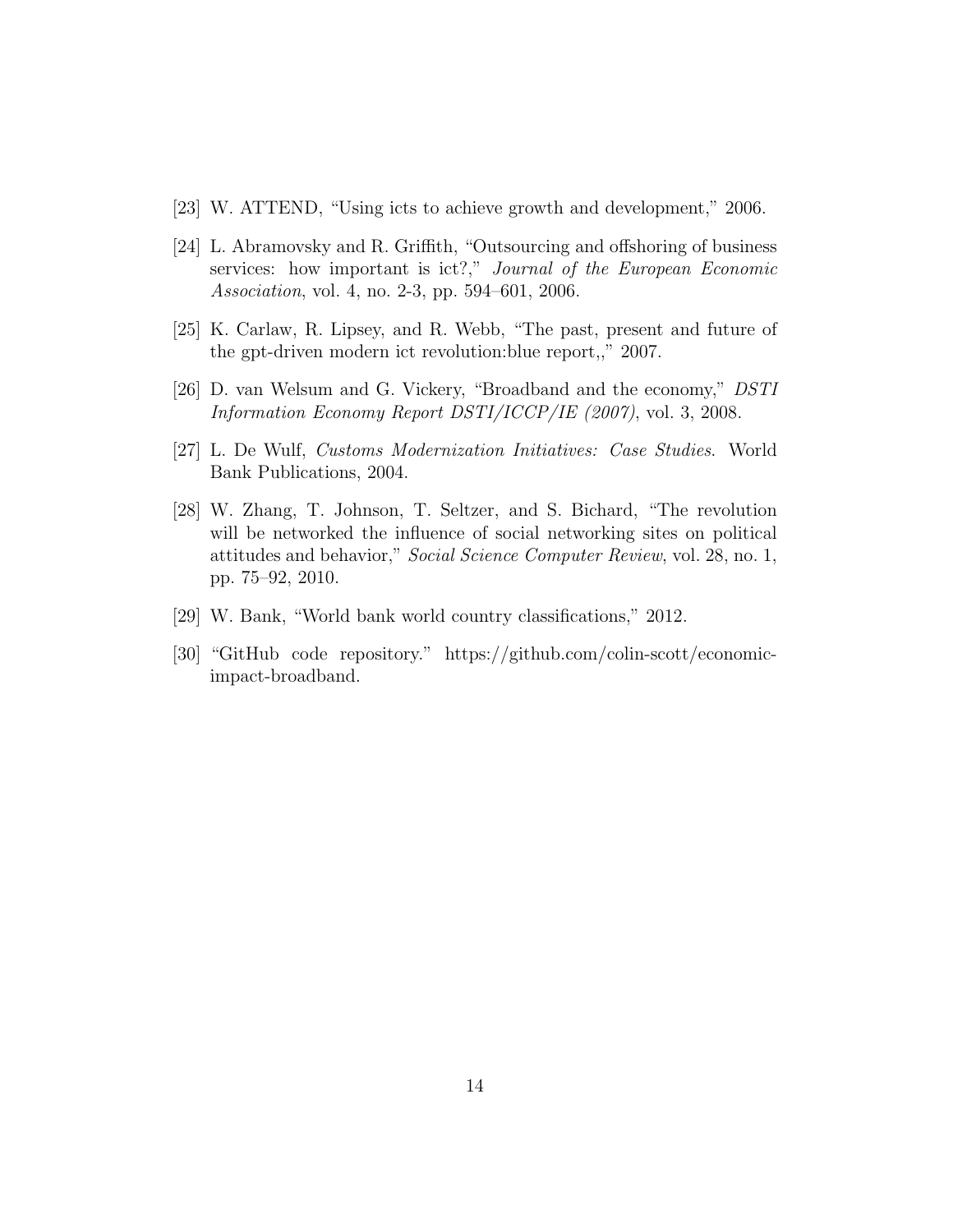[23] W. ATTEND, "Using icts to achieve growth and development," 2006.

[24] L. Abramovsky and R. Griffith, "Outsourcing and offshoring of business services: how important is ict?," *Journal of the European Economic Association*, vol. 4, no. 2-3, pp. 594–601, 2006.

[25] K. Carlaw, R. Lipsey, and R. Webb, "The past, present and future of the gpt-driven modern ict revolution:blue report,," 2007.

[26] D. van Welsum and G. Vickery, "Broadband and the economy," *DSTI Information Economy Report DSTI/ICCP/IE (2007)*, vol. 3, 2008.

[27] L. De Wulf, *Customs Modernization Initiatives: Case Studies*. World Bank Publications, 2004.

[28] W. Zhang, T. Johnson, T. Seltzer, and S. Bichard, "The revolution will be networked the influence of social networking sites on political attitudes and behavior," *Social Science Computer Review*, vol. 28, no. 1, pp. 75–92, 2010.

[29] W. Bank, "World bank world country classifications," 2012.

[30] "GitHub code repository." https://github.com/colin-scott/economic-impact-broadband.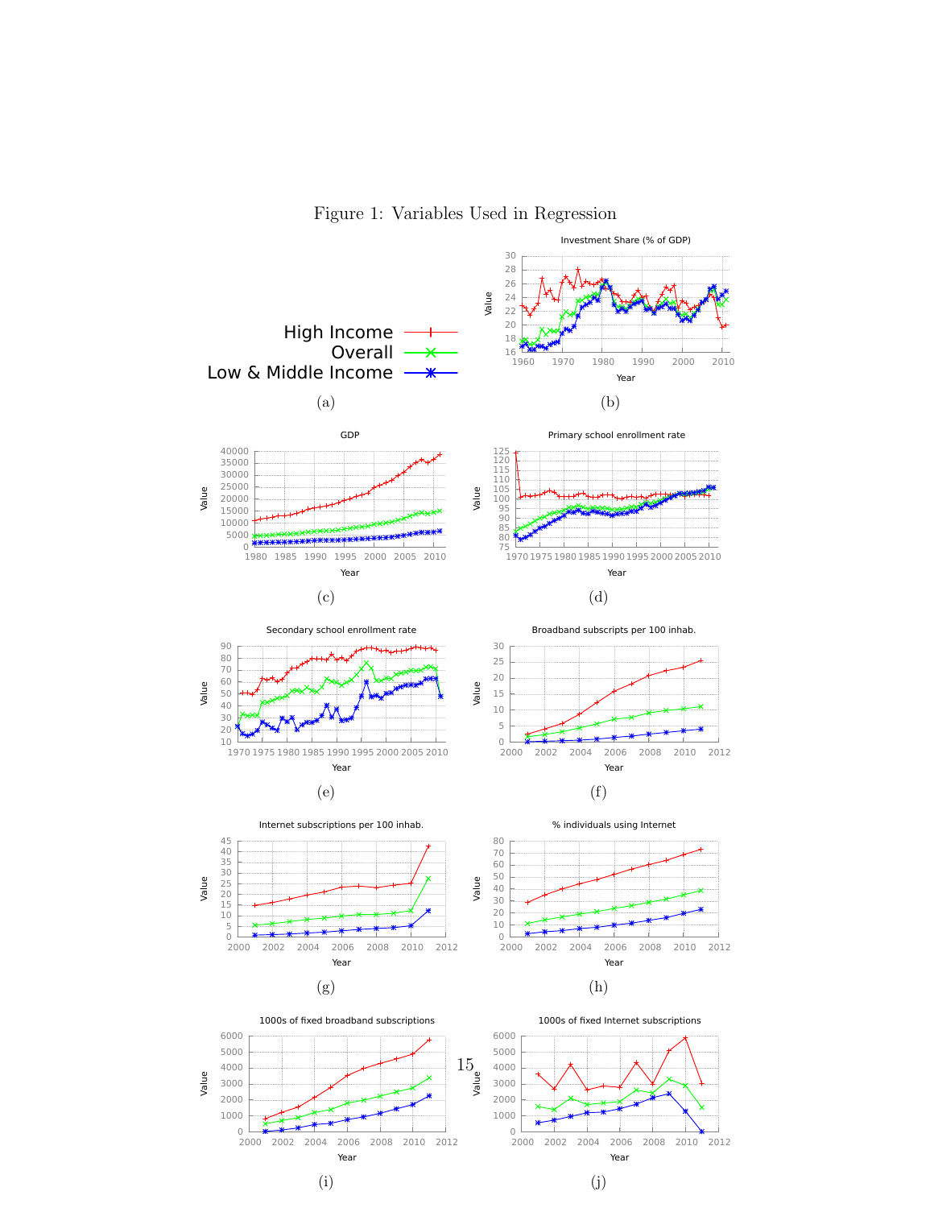Figure 1: Variables Used in Regression

High Income
Overall
Low & Middle Income

(a)

Investment Share (% of GDP)
Value
30
28
26
24
22
20
18
16
1960 1970 1980 1990 2000 2010
Year

(b)

GDP
Value
40000
35000
30000
25000
20000
15000
10000
5000
0
1980 1985 1990 1995 2000 2005 2010
Year

(c)

Primary school enrollment rate
Value
125
120
115
110
105
100
95
90
85
80
75
1970 1975 1980 1985 1990 1995 2000 2005 2010
Year

(d)

Secondary school enrollment rate
Value
90
80
70
60
50
40
30
20
10
1970 1975 1980 1985 1990 1995 2000 2005 2010
Year

(e)

Broadband subscripts per 100 inhab.
Value
30
25
20
15
10
5
0
2000 2002 2004 2006 2008 2010 2012
Year

(f)

Internet subscriptions per 100 inhab.
Value
45
40
35
30
25
20
15
10
5
0
2000 2002 2004 2006 2008 2010 2012
Year

(g)

% individuals using Internet
Value
80
70
60
50
40
30
20
10
0
2000 2002 2004 2006 2008 2010 2012
Year

(h)

1000s of fixed broadband subscriptions
Value
6000
5000
4000
3000
2000
1000
0
2000 2002 2004 2006 2008 2010 2012
Year

(i)

1000s of fixed Internet subscriptions
Value
6000
5000
4000
3000
2000
1000
0
2000 2002 2004 2006 2008 2010 2012
Year

(j)